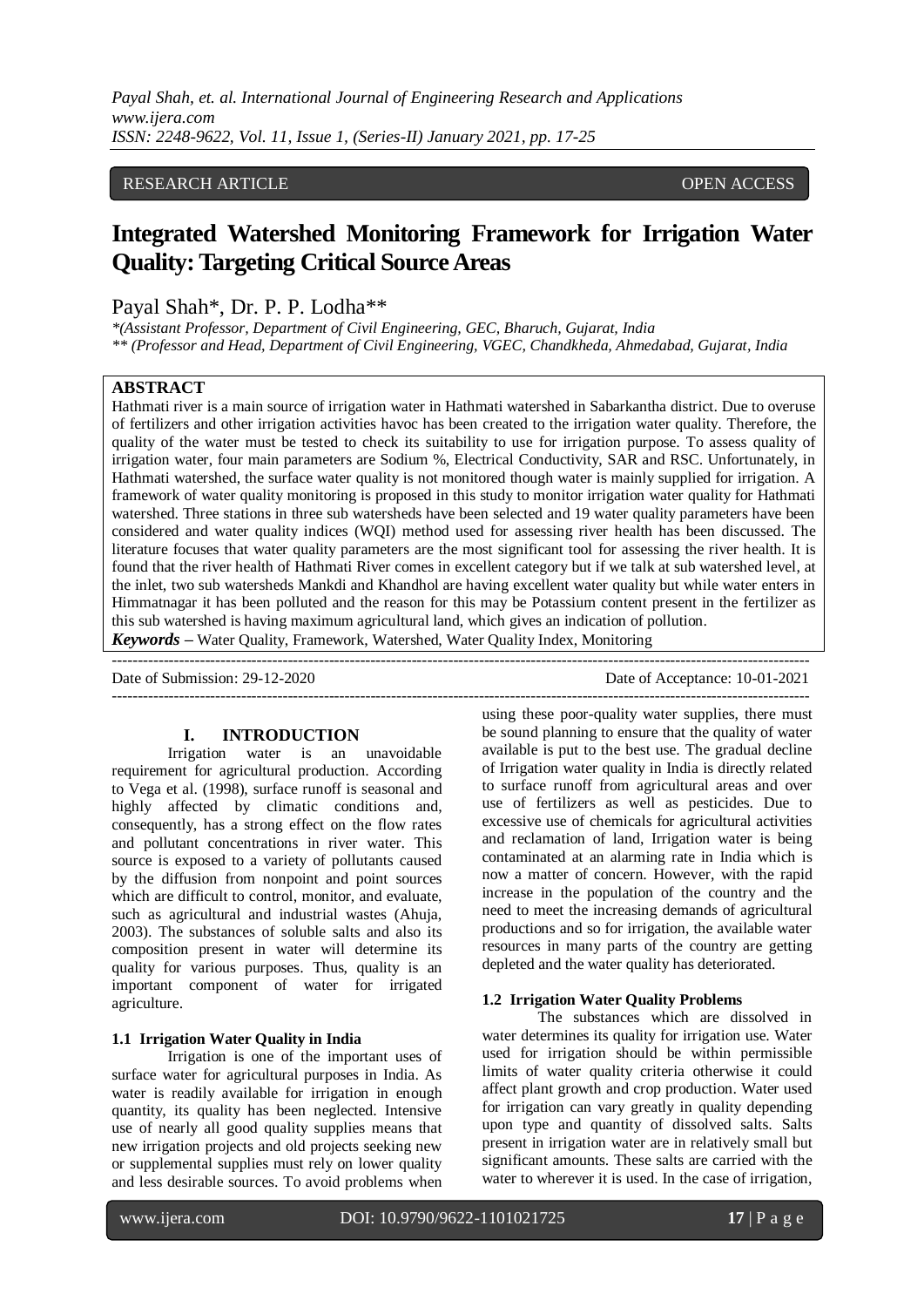RESEARCH ARTICLE OPEN ACCESS

# Integrated Watershed Monitoring Framework for Irrigation Water Quality: Targeting Critical Source Areas

Payal Shah*, Dr. P. P. Lodha**

*(Assistant Professor, Department of Civil Engineering, GEC, Bharuch, Gujarat, India*
*** (Professor and Head, Department of Civil Engineering, VGEC, Chandkheda, Ahmedabad, Gujarat, India*

## ABSTRACT

Hathmati river is a main source of irrigation water in Hathmati watershed in Sabarkantha district. Due to overuse of fertilizers and other irrigation activities havoc has been created to the irrigation water quality. Therefore, the quality of the water must be tested to check its suitability to use for irrigation purpose. To assess quality of irrigation water, four main parameters are Sodium %, Electrical Conductivity, SAR and RSC. Unfortunately, in Hathmati watershed, the surface water quality is not monitored though water is mainly supplied for irrigation. A framework of water quality monitoring is proposed in this study to monitor irrigation water quality for Hathmati watershed. Three stations in three sub watersheds have been selected and 19 water quality parameters have been considered and water quality indices (WQI) method used for assessing river health has been discussed. The literature focuses that water quality parameters are the most significant tool for assessing the river health. It is found that the river health of Hathmati River comes in excellent category but if we talk at sub watershed level, at the inlet, two sub watersheds Mankdi and Khandhol are having excellent water quality but while water enters in Himmatnagar it has been polluted and the reason for this may be Potassium content present in the fertilizer as this sub watershed is having maximum agricultural land, which gives an indication of pollution.

***Keywords*** **–** Water Quality, Framework, Watershed, Water Quality Index, Monitoring

---

Date of Submission: 29-12-2020 Date of Acceptance: 10-01-2021

---

## I. INTRODUCTION

Irrigation water is an unavoidable requirement for agricultural production. According to Vega et al. (1998), surface runoff is seasonal and highly affected by climatic conditions and, consequently, has a strong effect on the flow rates and pollutant concentrations in river water. This source is exposed to a variety of pollutants caused by the diffusion from nonpoint and point sources which are difficult to control, monitor, and evaluate, such as agricultural and industrial wastes (Ahuja, 2003). The substances of soluble salts and also its composition present in water will determine its quality for various purposes. Thus, quality is an important component of water for irrigated agriculture.

### 1.1 Irrigation Water Quality in India

Irrigation is one of the important uses of surface water for agricultural purposes in India. As water is readily available for irrigation in enough quantity, its quality has been neglected. Intensive use of nearly all good quality supplies means that new irrigation projects and old projects seeking new or supplemental supplies must rely on lower quality and less desirable sources. To avoid problems when using these poor-quality water supplies, there must be sound planning to ensure that the quality of water available is put to the best use. The gradual decline of Irrigation water quality in India is directly related to surface runoff from agricultural areas and over use of fertilizers as well as pesticides. Due to excessive use of chemicals for agricultural activities and reclamation of land, Irrigation water is being contaminated at an alarming rate in India which is now a matter of concern. However, with the rapid increase in the population of the country and the need to meet the increasing demands of agricultural productions and so for irrigation, the available water resources in many parts of the country are getting depleted and the water quality has deteriorated.

### 1.2 Irrigation Water Quality Problems

The substances which are dissolved in water determines its quality for irrigation use. Water used for irrigation should be within permissible limits of water quality criteria otherwise it could affect plant growth and crop production. Water used for irrigation can vary greatly in quality depending upon type and quantity of dissolved salts. Salts present in irrigation water are in relatively small but significant amounts. These salts are carried with the water to wherever it is used. In the case of irrigation,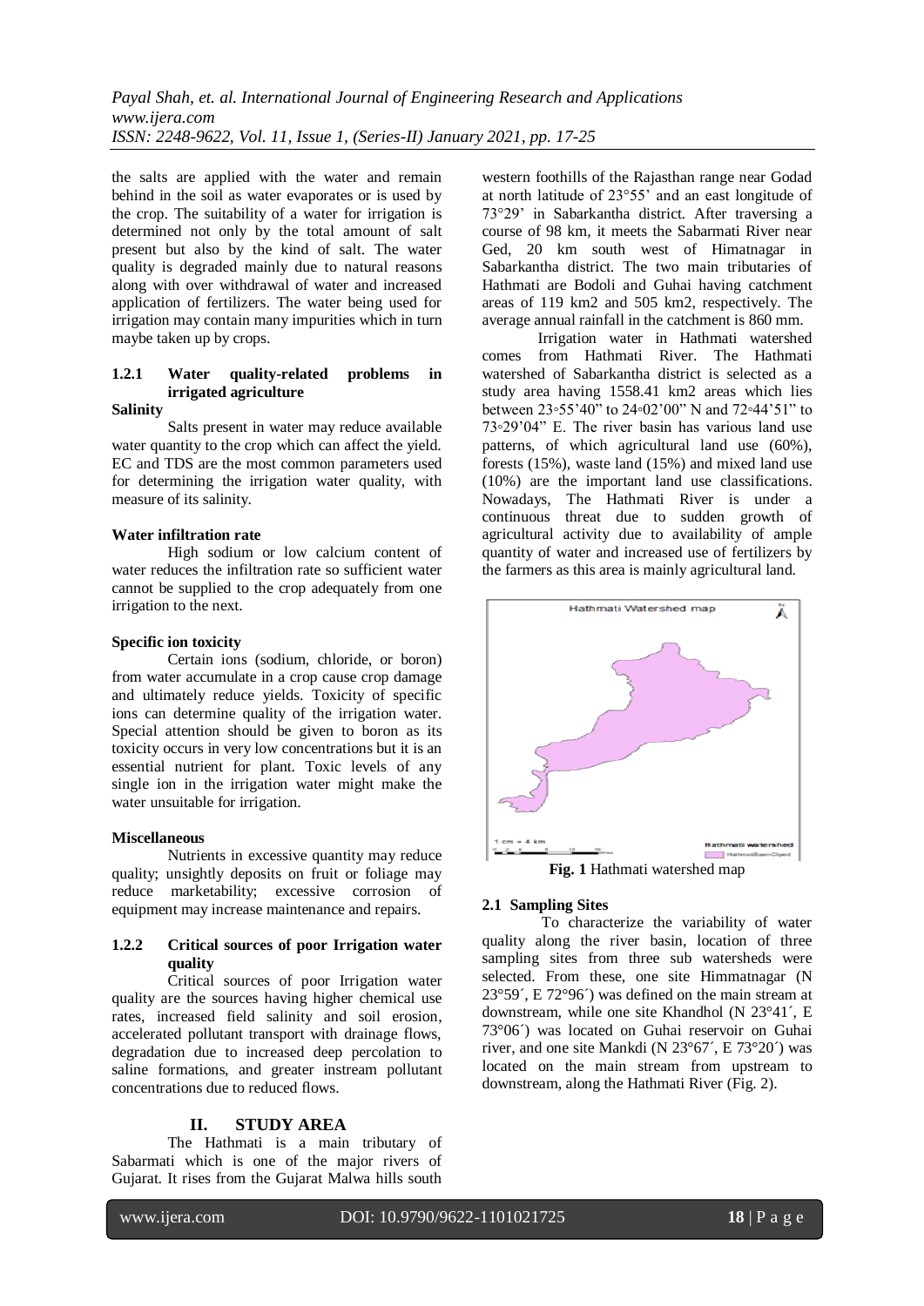the salts are applied with the water and remain behind in the soil as water evaporates or is used by the crop. The suitability of a water for irrigation is determined not only by the total amount of salt present but also by the kind of salt. The water quality is degraded mainly due to natural reasons along with over withdrawal of water and increased application of fertilizers. The water being used for irrigation may contain many impurities which in turn maybe taken up by crops.

#### 1.2.1 Water quality-related problems in irrigated agriculture

**Salinity**

Salts present in water may reduce available water quantity to the crop which can affect the yield. EC and TDS are the most common parameters used for determining the irrigation water quality, with measure of its salinity.

**Water infiltration rate**

High sodium or low calcium content of water reduces the infiltration rate so sufficient water cannot be supplied to the crop adequately from one irrigation to the next.

**Specific ion toxicity**

Certain ions (sodium, chloride, or boron) from water accumulate in a crop cause crop damage and ultimately reduce yields. Toxicity of specific ions can determine quality of the irrigation water. Special attention should be given to boron as its toxicity occurs in very low concentrations but it is an essential nutrient for plant. Toxic levels of any single ion in the irrigation water might make the water unsuitable for irrigation.

**Miscellaneous**

Nutrients in excessive quantity may reduce quality; unsightly deposits on fruit or foliage may reduce marketability; excessive corrosion of equipment may increase maintenance and repairs.

#### 1.2.2 Critical sources of poor Irrigation water quality

Critical sources of poor Irrigation water quality are the sources having higher chemical use rates, increased field salinity and soil erosion, accelerated pollutant transport with drainage flows, degradation due to increased deep percolation to saline formations, and greater instream pollutant concentrations due to reduced flows.

## II. STUDY AREA

The Hathmati is a main tributary of Sabarmati which is one of the major rivers of Gujarat. It rises from the Gujarat Malwa hills south western foothills of the Rajasthan range near Godad at north latitude of 23°55' and an east longitude of 73°29' in Sabarkantha district. After traversing a course of 98 km, it meets the Sabarmati River near Ged, 20 km south west of Himatnagar in Sabarkantha district. The two main tributaries of Hathmati are Bodoli and Guhai having catchment areas of 119 km2 and 505 km2, respectively. The average annual rainfall in the catchment is 860 mm.

Irrigation water in Hathmati watershed comes from Hathmati River. The Hathmati watershed of Sabarkantha district is selected as a study area having 1558.41 km2 areas which lies between 23◦55'40" to 24◦02'00" N and 72◦44'51" to 73◦29'04" E. The river basin has various land use patterns, of which agricultural land use (60%), forests (15%), waste land (15%) and mixed land use (10%) are the important land use classifications. Nowadays, The Hathmati River is under a continuous threat due to sudden growth of agricultural activity due to availability of ample quantity of water and increased use of fertilizers by the farmers as this area is mainly agricultural land.

**Fig. 1** Hathmati watershed map

### 2.1 Sampling Sites

To characterize the variability of water quality along the river basin, location of three sampling sites from three sub watersheds were selected. From these, one site Himmatnagar (N 23°59´, E 72°96´) was defined on the main stream at downstream, while one site Khandhol (N 23°41´, E 73°06´) was located on Guhai reservoir on Guhai river, and one site Mankdi (N 23°67´, E 73°20´) was located on the main stream from upstream to downstream, along the Hathmati River (Fig. 2).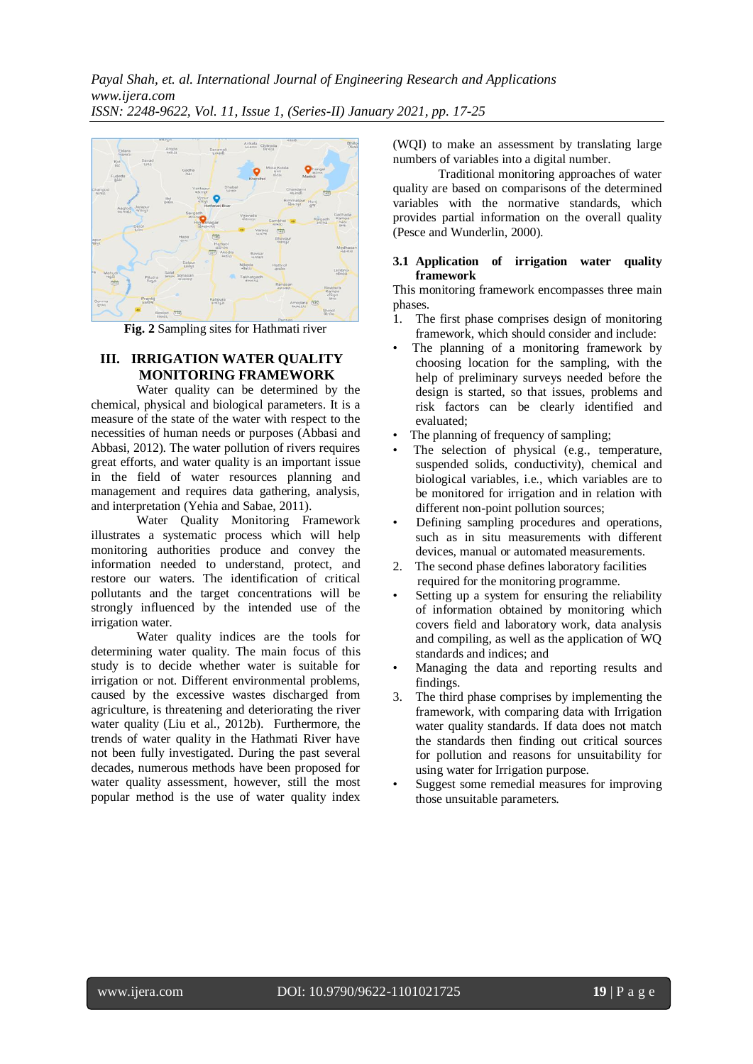Fig. 2 Sampling sites for Hathmati river

## III. IRRIGATION WATER QUALITY MONITORING FRAMEWORK

Water quality can be determined by the chemical, physical and biological parameters. It is a measure of the state of the water with respect to the necessities of human needs or purposes (Abbasi and Abbasi, 2012). The water pollution of rivers requires great efforts, and water quality is an important issue in the field of water resources planning and management and requires data gathering, analysis, and interpretation (Yehia and Sabae, 2011).

Water Quality Monitoring Framework illustrates a systematic process which will help monitoring authorities produce and convey the information needed to understand, protect, and restore our waters. The identification of critical pollutants and the target concentrations will be strongly influenced by the intended use of the irrigation water.

Water quality indices are the tools for determining water quality. The main focus of this study is to decide whether water is suitable for irrigation or not. Different environmental problems, caused by the excessive wastes discharged from agriculture, is threatening and deteriorating the river water quality (Liu et al., 2012b). Furthermore, the trends of water quality in the Hathmati River have not been fully investigated. During the past several decades, numerous methods have been proposed for water quality assessment, however, still the most popular method is the use of water quality index (WQI) to make an assessment by translating large numbers of variables into a digital number.

Traditional monitoring approaches of water quality are based on comparisons of the determined variables with the normative standards, which provides partial information on the overall quality (Pesce and Wunderlin, 2000).

### 3.1 Application of irrigation water quality framework

This monitoring framework encompasses three main phases.

1. The first phase comprises design of monitoring framework, which should consider and include:
   - The planning of a monitoring framework by choosing location for the sampling, with the help of preliminary surveys needed before the design is started, so that issues, problems and risk factors can be clearly identified and evaluated;
   - The planning of frequency of sampling;
   - The selection of physical (e.g., temperature, suspended solids, conductivity), chemical and biological variables, i.e., which variables are to be monitored for irrigation and in relation with different non-point pollution sources;
   - Defining sampling procedures and operations, such as in situ measurements with different devices, manual or automated measurements.
2. The second phase defines laboratory facilities required for the monitoring programme.
   - Setting up a system for ensuring the reliability of information obtained by monitoring which covers field and laboratory work, data analysis and compiling, as well as the application of WQ standards and indices; and
   - Managing the data and reporting results and findings.
3. The third phase comprises by implementing the framework, with comparing data with Irrigation water quality standards. If data does not match the standards then finding out critical sources for pollution and reasons for unsuitability for using water for Irrigation purpose.
   - Suggest some remedial measures for improving those unsuitable parameters.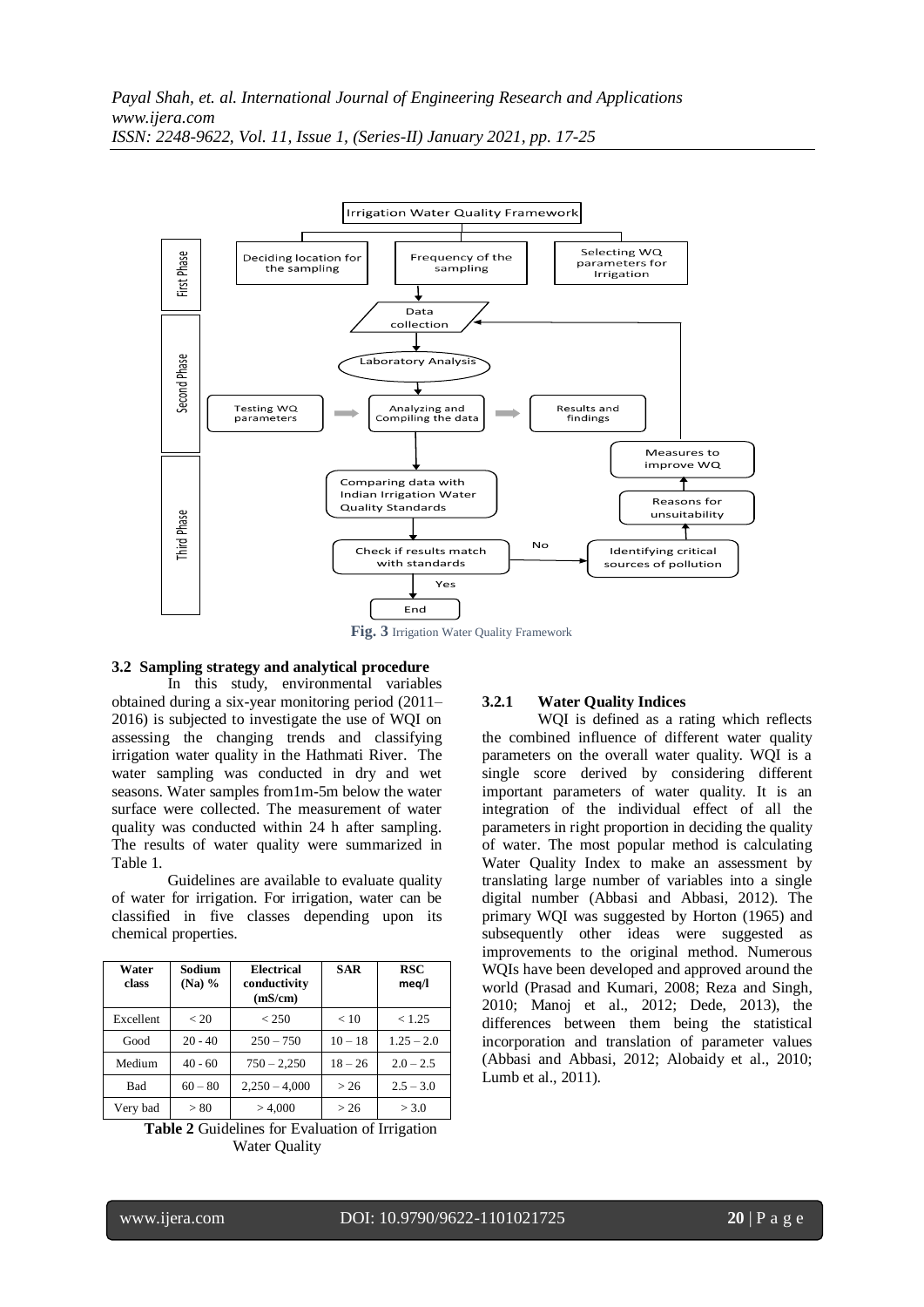Fig. 3 Irrigation Water Quality Framework

### 3.2 Sampling strategy and analytical procedure

In this study, environmental variables obtained during a six-year monitoring period (2011–2016) is subjected to investigate the use of WQI on assessing the changing trends and classifying irrigation water quality in the Hathmati River. The water sampling was conducted in dry and wet seasons. Water samples from1m-5m below the water surface were collected. The measurement of water quality was conducted within 24 h after sampling. The results of water quality were summarized in Table 1.

Guidelines are available to evaluate quality of water for irrigation. For irrigation, water can be classified in five classes depending upon its chemical properties.

| Water class | Sodium (Na) % | Electrical conductivity (mS/cm) | SAR | RSC meq/l |
|---|---|---|---|---|
| Excellent | < 20 | < 250 | < 10 | < 1.25 |
| Good | 20 - 40 | 250 – 750 | 10 – 18 | 1.25 – 2.0 |
| Medium | 40 - 60 | 750 – 2,250 | 18 – 26 | 2.0 – 2.5 |
| Bad | 60 – 80 | 2,250 – 4,000 | > 26 | 2.5 – 3.0 |
| Very bad | > 80 | > 4,000 | > 26 | > 3.0 |

**Table 2** Guidelines for Evaluation of Irrigation Water Quality

#### 3.2.1 Water Quality Indices

WQI is defined as a rating which reflects the combined influence of different water quality parameters on the overall water quality. WQI is a single score derived by considering different important parameters of water quality. It is an integration of the individual effect of all the parameters in right proportion in deciding the quality of water. The most popular method is calculating Water Quality Index to make an assessment by translating large number of variables into a single digital number (Abbasi and Abbasi, 2012). The primary WQI was suggested by Horton (1965) and subsequently other ideas were suggested as improvements to the original method. Numerous WQIs have been developed and approved around the world (Prasad and Kumari, 2008; Reza and Singh, 2010; Manoj et al., 2012; Dede, 2013), the differences between them being the statistical incorporation and translation of parameter values (Abbasi and Abbasi, 2012; Alobaidy et al., 2010; Lumb et al., 2011).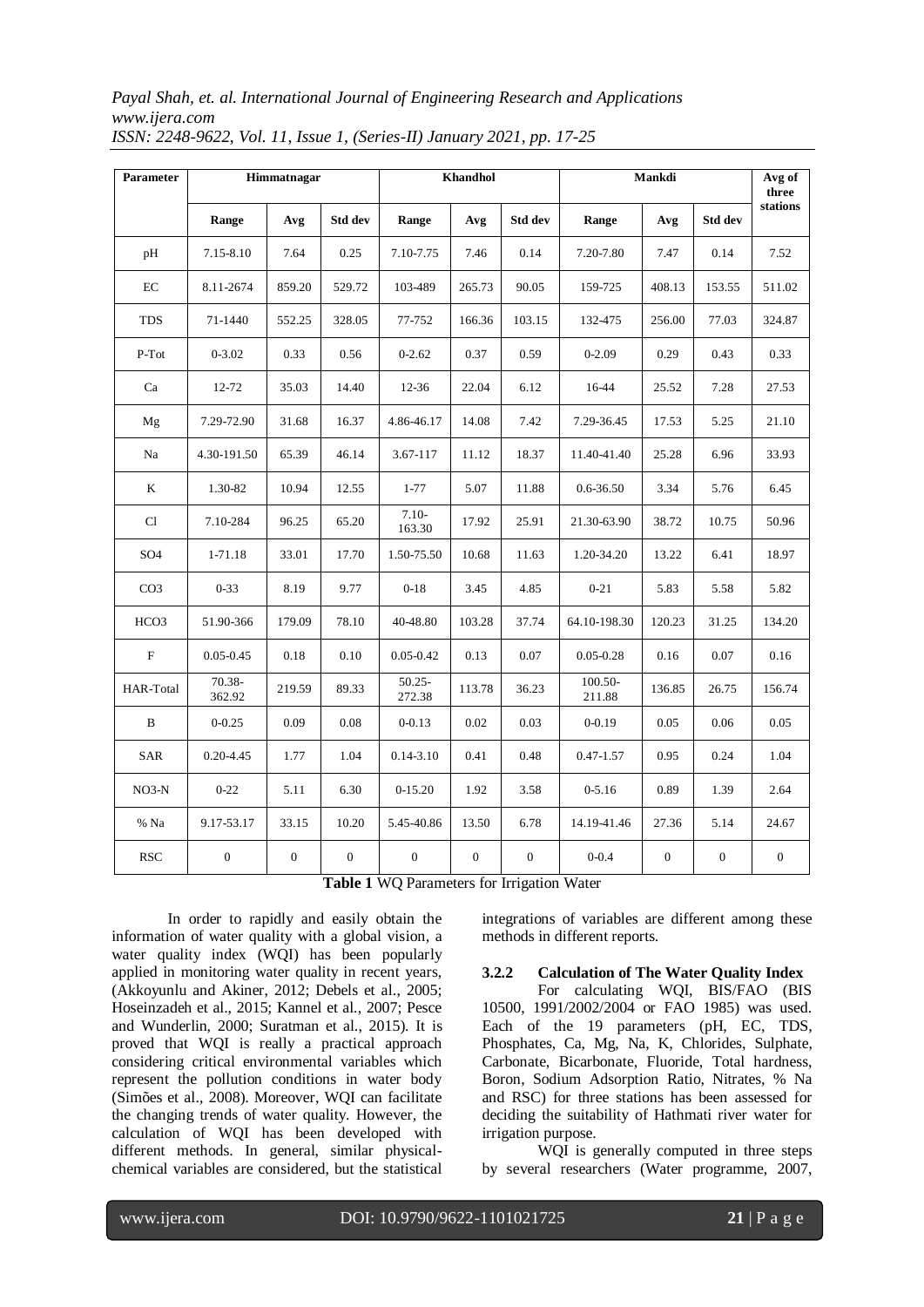| Parameter | Himmatnagar | | | Khandhol | | | Mankdi | | | Avg of three stations |
|---|---|---|---|---|---|---|---|---|---|---|
| | Range | Avg | Std dev | Range | Avg | Std dev | Range | Avg | Std dev | |
| pH | 7.15-8.10 | 7.64 | 0.25 | 7.10-7.75 | 7.46 | 0.14 | 7.20-7.80 | 7.47 | 0.14 | 7.52 |
| EC | 8.11-2674 | 859.20 | 529.72 | 103-489 | 265.73 | 90.05 | 159-725 | 408.13 | 153.55 | 511.02 |
| TDS | 71-1440 | 552.25 | 328.05 | 77-752 | 166.36 | 103.15 | 132-475 | 256.00 | 77.03 | 324.87 |
| P-Tot | 0-3.02 | 0.33 | 0.56 | 0-2.62 | 0.37 | 0.59 | 0-2.09 | 0.29 | 0.43 | 0.33 |
| Ca | 12-72 | 35.03 | 14.40 | 12-36 | 22.04 | 6.12 | 16-44 | 25.52 | 7.28 | 27.53 |
| Mg | 7.29-72.90 | 31.68 | 16.37 | 4.86-46.17 | 14.08 | 7.42 | 7.29-36.45 | 17.53 | 5.25 | 21.10 |
| Na | 4.30-191.50 | 65.39 | 46.14 | 3.67-117 | 11.12 | 18.37 | 11.40-41.40 | 25.28 | 6.96 | 33.93 |
| K | 1.30-82 | 10.94 | 12.55 | 1-77 | 5.07 | 11.88 | 0.6-36.50 | 3.34 | 5.76 | 6.45 |
| Cl | 7.10-284 | 96.25 | 65.20 | 7.10-163.30 | 17.92 | 25.91 | 21.30-63.90 | 38.72 | 10.75 | 50.96 |
| SO4 | 1-71.18 | 33.01 | 17.70 | 1.50-75.50 | 10.68 | 11.63 | 1.20-34.20 | 13.22 | 6.41 | 18.97 |
| CO3 | 0-33 | 8.19 | 9.77 | 0-18 | 3.45 | 4.85 | 0-21 | 5.83 | 5.58 | 5.82 |
| HCO3 | 51.90-366 | 179.09 | 78.10 | 40-48.80 | 103.28 | 37.74 | 64.10-198.30 | 120.23 | 31.25 | 134.20 |
| F | 0.05-0.45 | 0.18 | 0.10 | 0.05-0.42 | 0.13 | 0.07 | 0.05-0.28 | 0.16 | 0.07 | 0.16 |
| HAR-Total | 70.38-362.92 | 219.59 | 89.33 | 50.25-272.38 | 113.78 | 36.23 | 100.50-211.88 | 136.85 | 26.75 | 156.74 |
| B | 0-0.25 | 0.09 | 0.08 | 0-0.13 | 0.02 | 0.03 | 0-0.19 | 0.05 | 0.06 | 0.05 |
| SAR | 0.20-4.45 | 1.77 | 1.04 | 0.14-3.10 | 0.41 | 0.48 | 0.47-1.57 | 0.95 | 0.24 | 1.04 |
| NO3-N | 0-22 | 5.11 | 6.30 | 0-15.20 | 1.92 | 3.58 | 0-5.16 | 0.89 | 1.39 | 2.64 |
| % Na | 9.17-53.17 | 33.15 | 10.20 | 5.45-40.86 | 13.50 | 6.78 | 14.19-41.46 | 27.36 | 5.14 | 24.67 |
| RSC | 0 | 0 | 0 | 0 | 0 | 0 | 0-0.4 | 0 | 0 | 0 |

**Table 1** WQ Parameters for Irrigation Water

In order to rapidly and easily obtain the information of water quality with a global vision, a water quality index (WQI) has been popularly applied in monitoring water quality in recent years, (Akkoyunlu and Akiner, 2012; Debels et al., 2005; Hoseinzadeh et al., 2015; Kannel et al., 2007; Pesce and Wunderlin, 2000; Suratman et al., 2015). It is proved that WQI is really a practical approach considering critical environmental variables which represent the pollution conditions in water body (Simões et al., 2008). Moreover, WQI can facilitate the changing trends of water quality. However, the calculation of WQI has been developed with different methods. In general, similar physical-chemical variables are considered, but the statistical integrations of variables are different among these methods in different reports.

### 3.2.2 Calculation of The Water Quality Index

For calculating WQI, BIS/FAO (BIS 10500, 1991/2002/2004 or FAO 1985) was used. Each of the 19 parameters (pH, EC, TDS, Phosphates, Ca, Mg, Na, K, Chlorides, Sulphate, Carbonate, Bicarbonate, Fluoride, Total hardness, Boron, Sodium Adsorption Ratio, Nitrates, % Na and RSC) for three stations has been assessed for deciding the suitability of Hathmati river water for irrigation purpose.

WQI is generally computed in three steps by several researchers (Water programme, 2007,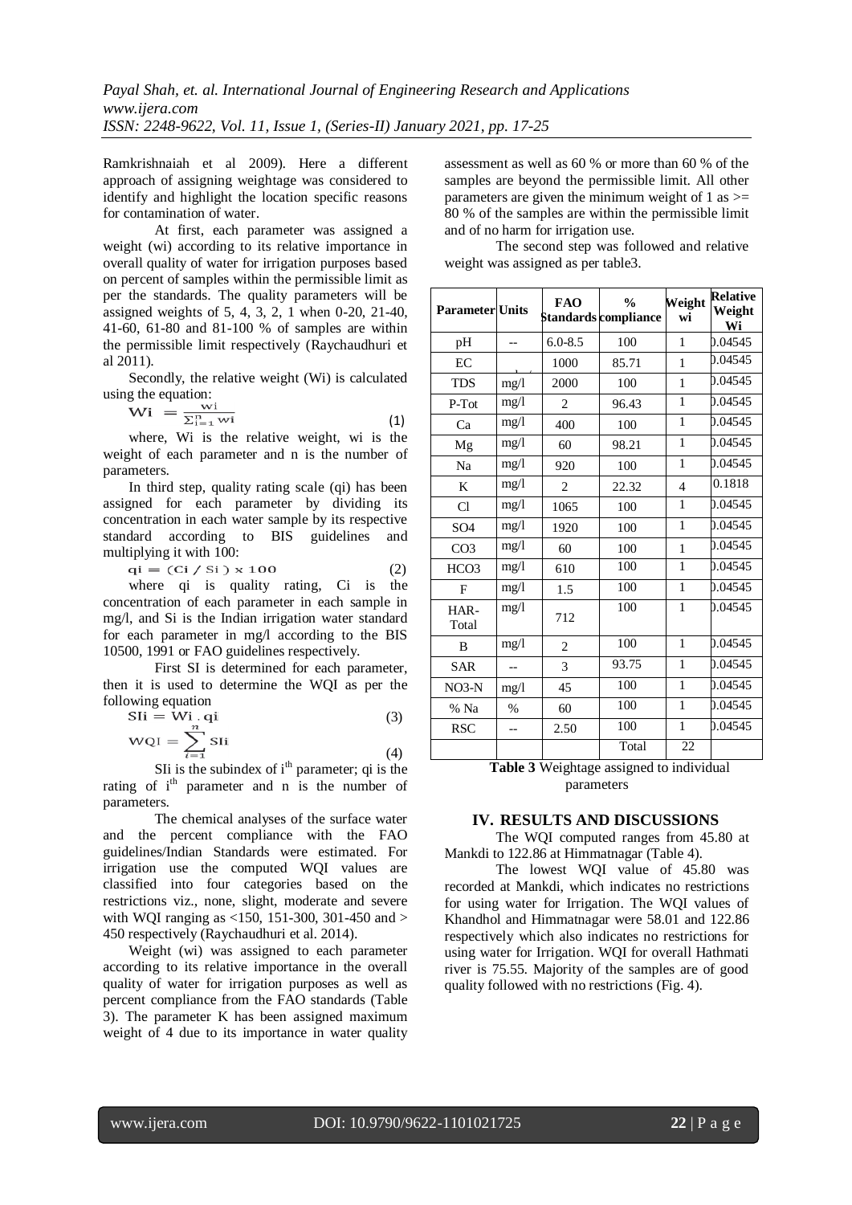Ramkrishnaiah et al 2009). Here a different approach of assigning weightage was considered to identify and highlight the location specific reasons for contamination of water.

At first, each parameter was assigned a weight (wi) according to its relative importance in overall quality of water for irrigation purposes based on percent of samples within the permissible limit as per the standards. The quality parameters will be assigned weights of 5, 4, 3, 2, 1 when 0-20, 21-40, 41-60, 61-80 and 81-100 % of samples are within the permissible limit respectively (Raychaudhuri et al 2011).

Secondly, the relative weight (Wi) is calculated using the equation:

$$Wi = \frac{wi}{\sum_{i=1}^{n} wi} \quad (1)$$

where, Wi is the relative weight, wi is the weight of each parameter and n is the number of parameters.

In third step, quality rating scale (qi) has been assigned for each parameter by dividing its concentration in each water sample by its respective standard according to BIS guidelines and multiplying it with 100:

$$qi = (Ci / Si) \times 100 \quad (2)$$

where qi is quality rating, Ci is the concentration of each parameter in each sample in mg/l, and Si is the Indian irrigation water standard for each parameter in mg/l according to the BIS 10500, 1991 or FAO guidelines respectively.

First SI is determined for each parameter, then it is used to determine the WQI as per the following equation

$$SIi = Wi \cdot qi \quad (3)$$

$$WQI = \sum_{i=1}^{n} SIi \quad (4)$$

SIi is the subindex of $i^{th}$ parameter; qi is the rating of $i^{th}$ parameter and n is the number of parameters.

The chemical analyses of the surface water and the percent compliance with the FAO guidelines/Indian Standards were estimated. For irrigation use the computed WQI values are classified into four categories based on the restrictions viz., none, slight, moderate and severe with WQI ranging as <150, 151-300, 301-450 and > 450 respectively (Raychaudhuri et al. 2014).

Weight (wi) was assigned to each parameter according to its relative importance in the overall quality of water for irrigation purposes as well as percent compliance from the FAO standards (Table 3). The parameter K has been assigned maximum weight of 4 due to its importance in water quality assessment as well as 60 % or more than 60 % of the samples are beyond the permissible limit. All other parameters are given the minimum weight of 1 as >= 80 % of the samples are within the permissible limit and of no harm for irrigation use.

The second step was followed and relative weight was assigned as per table3.

| Parameter | Units | FAO Standards | % compliance | Weight wi | Relative Weight Wi |
|---|---|---|---|---|---|
| pH | -- | 6.0-8.5 | 100 | 1 | 0.04545 |
| EC | | 1000 | 85.71 | 1 | 0.04545 |
| TDS | mg/l | 2000 | 100 | 1 | 0.04545 |
| P-Tot | mg/l | 2 | 96.43 | 1 | 0.04545 |
| Ca | mg/l | 400 | 100 | 1 | 0.04545 |
| Mg | mg/l | 60 | 98.21 | 1 | 0.04545 |
| Na | mg/l | 920 | 100 | 1 | 0.04545 |
| K | mg/l | 2 | 22.32 | 4 | 0.1818 |
| Cl | mg/l | 1065 | 100 | 1 | 0.04545 |
| SO4 | mg/l | 1920 | 100 | 1 | 0.04545 |
| CO3 | mg/l | 60 | 100 | 1 | 0.04545 |
| HCO3 | mg/l | 610 | 100 | 1 | 0.04545 |
| F | mg/l | 1.5 | 100 | 1 | 0.04545 |
| HAR-Total | mg/l | 712 | 100 | 1 | 0.04545 |
| B | mg/l | 2 | 100 | 1 | 0.04545 |
| SAR | -- | 3 | 93.75 | 1 | 0.04545 |
| NO3-N | mg/l | 45 | 100 | 1 | 0.04545 |
| % Na | % | 60 | 100 | 1 | 0.04545 |
| RSC | -- | 2.50 | 100 | 1 | 0.04545 |
| | | | Total | 22 | |

**Table 3** Weightage assigned to individual parameters

## IV. RESULTS AND DISCUSSIONS

The WQI computed ranges from 45.80 at Mankdi to 122.86 at Himmatnagar (Table 4).

The lowest WQI value of 45.80 was recorded at Mankdi, which indicates no restrictions for using water for Irrigation. The WQI values of Khandhol and Himmatnagar were 58.01 and 122.86 respectively which also indicates no restrictions for using water for Irrigation. WQI for overall Hathmati river is 75.55. Majority of the samples are of good quality followed with no restrictions (Fig. 4).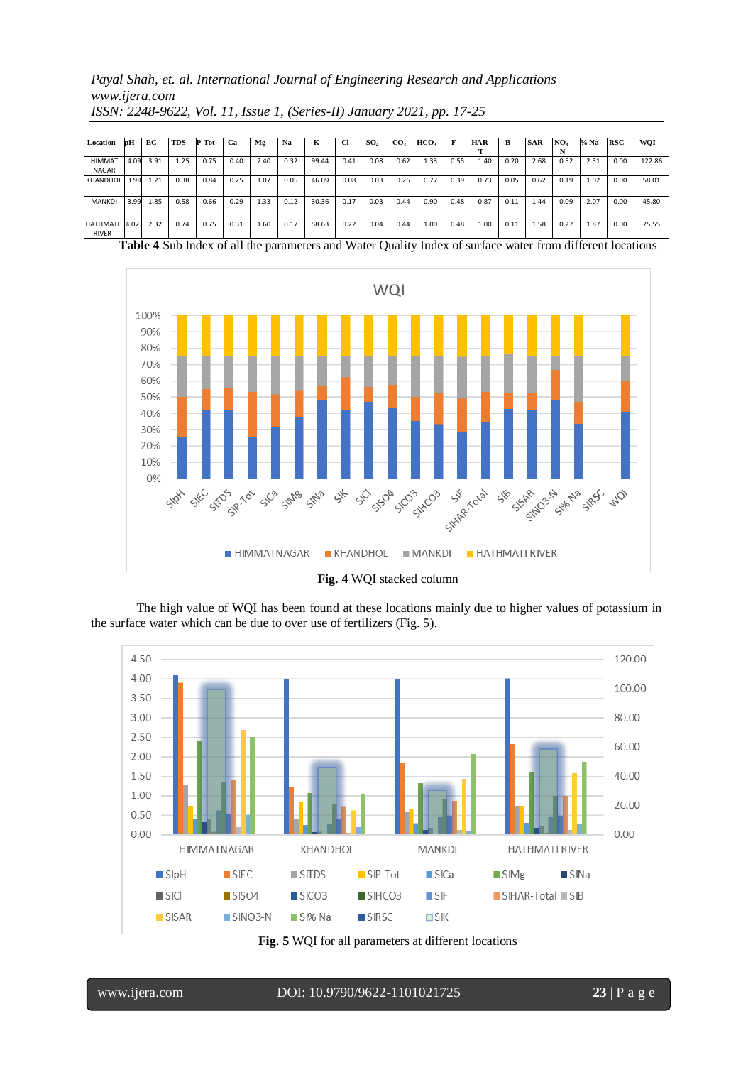| Location | pH | EC | TDS | P-Tot | Ca | Mg | Na | K | Cl | $SO_4$ | $CO_3$ | $HCO_3$ | F | HAR-T | B | SAR | $NO_3$-N | % Na | RSC | WQI |
|---|---|---|---|---|---|---|---|---|---|---|---|---|---|---|---|---|---|---|---|---|
| HIMMAT NAGAR | 4.09 | 3.91 | 1.25 | 0.75 | 0.40 | 2.40 | 0.32 | 99.44 | 0.41 | 0.08 | 0.62 | 1.33 | 0.55 | 1.40 | 0.20 | 2.68 | 0.52 | 2.51 | 0.00 | 122.86 |
| KHANDHOL | 3.99 | 1.21 | 0.38 | 0.84 | 0.25 | 1.07 | 0.05 | 46.09 | 0.08 | 0.03 | 0.26 | 0.77 | 0.39 | 0.73 | 0.05 | 0.62 | 0.19 | 1.02 | 0.00 | 58.01 |
| MANKDI | 3.99 | 1.85 | 0.58 | 0.66 | 0.29 | 1.33 | 0.12 | 30.36 | 0.17 | 0.03 | 0.44 | 0.90 | 0.48 | 0.87 | 0.11 | 1.44 | 0.09 | 2.07 | 0.00 | 45.80 |
| HATHMATI RIVER | 4.02 | 2.32 | 0.74 | 0.75 | 0.31 | 1.60 | 0.17 | 58.63 | 0.22 | 0.04 | 0.44 | 1.00 | 0.48 | 1.00 | 0.11 | 1.58 | 0.27 | 1.87 | 0.00 | 75.55 |

**Table 4** Sub Index of all the parameters and Water Quality Index of surface water from different locations

**Fig. 4** WQI stacked column

The high value of WQI has been found at these locations mainly due to higher values of potassium in the surface water which can be due to over use of fertilizers (Fig. 5).

**Fig. 5** WQI for all parameters at different locations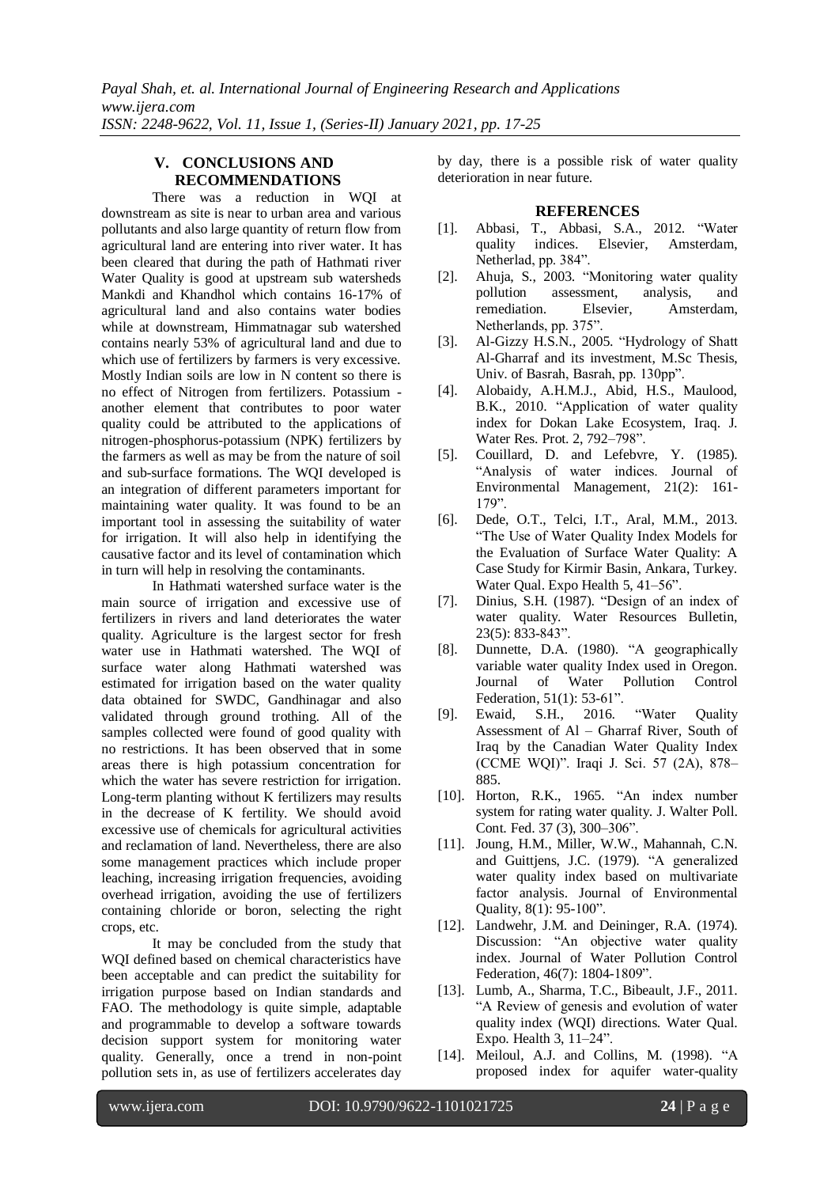## V. CONCLUSIONS AND RECOMMENDATIONS

There was a reduction in WQI at downstream as site is near to urban area and various pollutants and also large quantity of return flow from agricultural land are entering into river water. It has been cleared that during the path of Hathmati river Water Quality is good at upstream sub watersheds Mankdi and Khandhol which contains 16-17% of agricultural land and also contains water bodies while at downstream, Himmatnagar sub watershed contains nearly 53% of agricultural land and due to which use of fertilizers by farmers is very excessive. Mostly Indian soils are low in N content so there is no effect of Nitrogen from fertilizers. Potassium - another element that contributes to poor water quality could be attributed to the applications of nitrogen-phosphorus-potassium (NPK) fertilizers by the farmers as well as may be from the nature of soil and sub-surface formations. The WQI developed is an integration of different parameters important for maintaining water quality. It was found to be an important tool in assessing the suitability of water for irrigation. It will also help in identifying the causative factor and its level of contamination which in turn will help in resolving the contaminants.

In Hathmati watershed surface water is the main source of irrigation and excessive use of fertilizers in rivers and land deteriorates the water quality. Agriculture is the largest sector for fresh water use in Hathmati watershed. The WQI of surface water along Hathmati watershed was estimated for irrigation based on the water quality data obtained for SWDC, Gandhinagar and also validated through ground trothing. All of the samples collected were found of good quality with no restrictions. It has been observed that in some areas there is high potassium concentration for which the water has severe restriction for irrigation. Long-term planting without K fertilizers may results in the decrease of K fertility. We should avoid excessive use of chemicals for agricultural activities and reclamation of land. Nevertheless, there are also some management practices which include proper leaching, increasing irrigation frequencies, avoiding overhead irrigation, avoiding the use of fertilizers containing chloride or boron, selecting the right crops, etc.

It may be concluded from the study that WQI defined based on chemical characteristics have been acceptable and can predict the suitability for irrigation purpose based on Indian standards and FAO. The methodology is quite simple, adaptable and programmable to develop a software towards decision support system for monitoring water quality. Generally, once a trend in non-point pollution sets in, as use of fertilizers accelerates day by day, there is a possible risk of water quality deterioration in near future.

## REFERENCES

[1]. Abbasi, T., Abbasi, S.A., 2012. "Water quality indices. Elsevier, Amsterdam, Netherlad, pp. 384".

[2]. Ahuja, S., 2003. "Monitoring water quality pollution assessment, analysis, and remediation. Elsevier, Amsterdam, Netherlands, pp. 375".

[3]. Al-Gizzy H.S.N., 2005. "Hydrology of Shatt Al-Gharraf and its investment, M.Sc Thesis, Univ. of Basrah, Basrah, pp. 130pp".

[4]. Alobaidy, A.H.M.J., Abid, H.S., Maulood, B.K., 2010. "Application of water quality index for Dokan Lake Ecosystem, Iraq. J. Water Res. Prot. 2, 792–798".

[5]. Couillard, D. and Lefebvre, Y. (1985). "Analysis of water indices. Journal of Environmental Management, 21(2): 161-179".

[6]. Dede, O.T., Telci, I.T., Aral, M.M., 2013. "The Use of Water Quality Index Models for the Evaluation of Surface Water Quality: A Case Study for Kirmir Basin, Ankara, Turkey. Water Qual. Expo Health 5, 41–56".

[7]. Dinius, S.H. (1987). "Design of an index of water quality. Water Resources Bulletin, 23(5): 833-843".

[8]. Dunnette, D.A. (1980). "A geographically variable water quality Index used in Oregon. Journal of Water Pollution Control Federation, 51(1): 53-61".

[9]. Ewaid, S.H., 2016. "Water Quality Assessment of Al – Gharraf River, South of Iraq by the Canadian Water Quality Index (CCME WQI)". Iraqi J. Sci. 57 (2A), 878–885.

[10]. Horton, R.K., 1965. "An index number system for rating water quality. J. Walter Poll. Cont. Fed. 37 (3), 300–306".

[11]. Joung, H.M., Miller, W.W., Mahannah, C.N. and Guittjens, J.C. (1979). "A generalized water quality index based on multivariate factor analysis. Journal of Environmental Quality, 8(1): 95-100".

[12]. Landwehr, J.M. and Deininger, R.A. (1974). Discussion: "An objective water quality index. Journal of Water Pollution Control Federation, 46(7): 1804-1809".

[13]. Lumb, A., Sharma, T.C., Bibeault, J.F., 2011. "A Review of genesis and evolution of water quality index (WQI) directions. Water Qual. Expo. Health 3, 11–24".

[14]. Meiloul, A.J. and Collins, M. (1998). "A proposed index for aquifer water-quality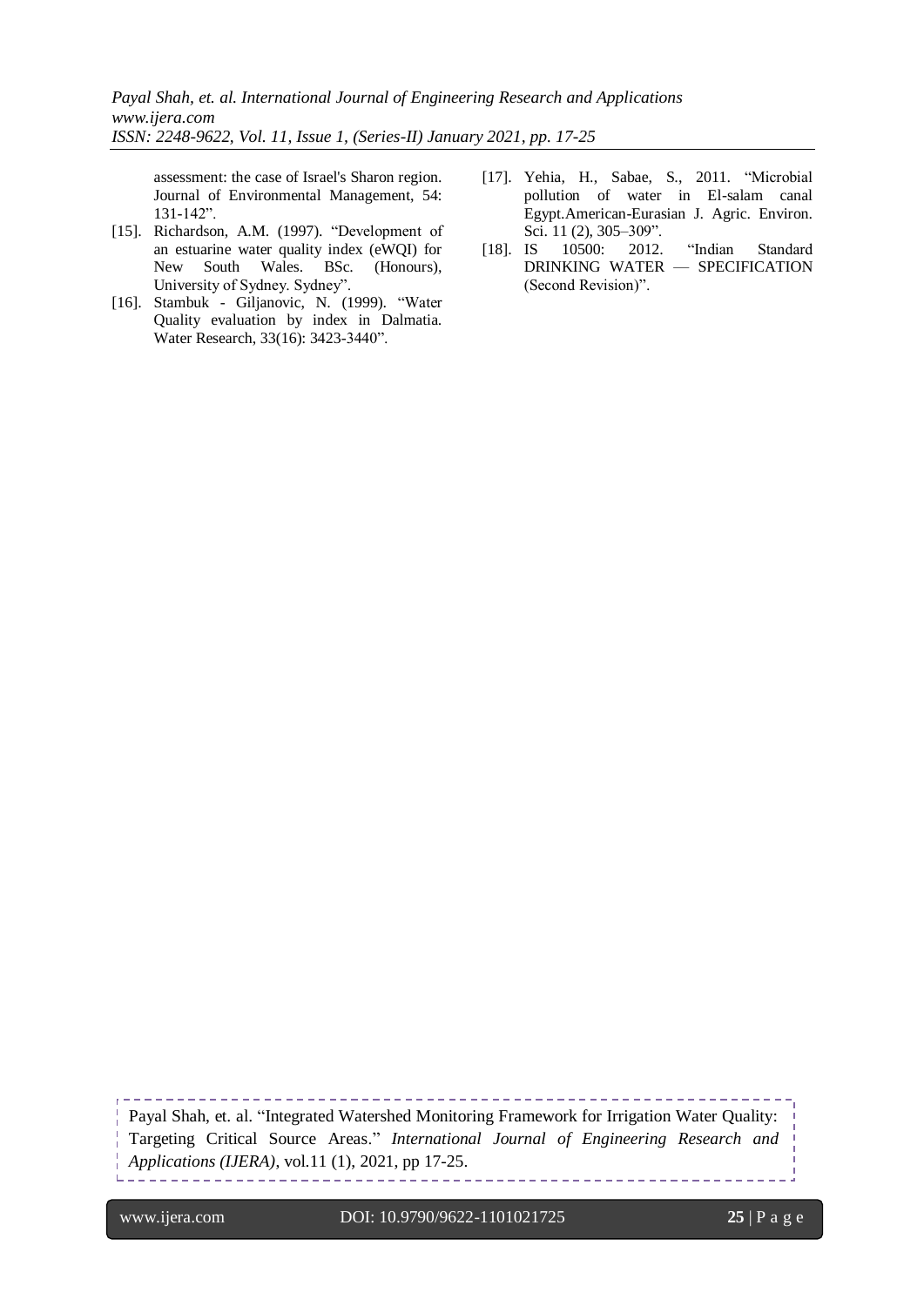assessment: the case of Israel's Sharon region. Journal of Environmental Management, 54: 131-142".

[15]. Richardson, A.M. (1997). "Development of an estuarine water quality index (eWQI) for New South Wales. BSc. (Honours), University of Sydney. Sydney".

[16]. Stambuk - Giljanovic, N. (1999). "Water Quality evaluation by index in Dalmatia. Water Research, 33(16): 3423-3440".

[17]. Yehia, H., Sabae, S., 2011. "Microbial pollution of water in El-salam canal Egypt.American-Eurasian J. Agric. Environ. Sci. 11 (2), 305–309".

[18]. IS 10500: 2012. "Indian Standard DRINKING WATER — SPECIFICATION (Second Revision)".

Payal Shah, et. al. "Integrated Watershed Monitoring Framework for Irrigation Water Quality: Targeting Critical Source Areas." *International Journal of Engineering Research and Applications (IJERA)*, vol.11 (1), 2021, pp 17-25.